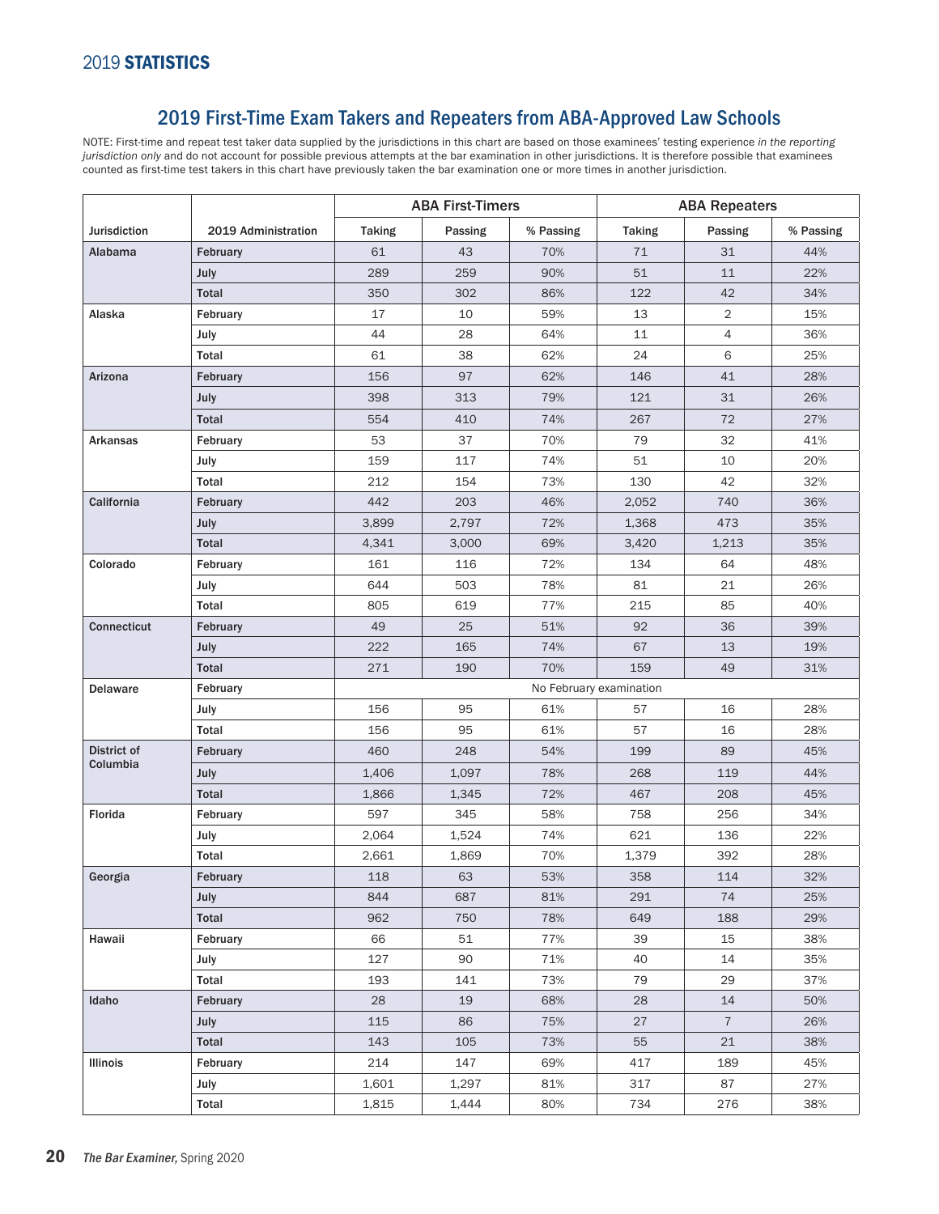## 2019 First-Time Exam Takers and Repeaters from ABA-Approved Law Schools

NOTE: First-time and repeat test taker data supplied by the jurisdictions in this chart are based on those examinees' testing experience *in the reporting jurisdiction only* and do not account for possible previous attempts at the bar examination in other jurisdictions. It is therefore possible that examinees counted as first-time test takers in this chart have previously taken the bar examination one or more times in another jurisdiction.

| | | ABA First-Timers | | | ABA Repeaters | | |
|---|---|---|---|---|---|---|---|
| Jurisdiction | 2019 Administration | Taking | Passing | % Passing | Taking | Passing | % Passing |
| Alabama | February | 61 | 43 | 70% | 71 | 31 | 44% |
| | July | 289 | 259 | 90% | 51 | 11 | 22% |
| | Total | 350 | 302 | 86% | 122 | 42 | 34% |
| Alaska | February | 17 | 10 | 59% | 13 | 2 | 15% |
| | July | 44 | 28 | 64% | 11 | 4 | 36% |
| | Total | 61 | 38 | 62% | 24 | 6 | 25% |
| Arizona | February | 156 | 97 | 62% | 146 | 41 | 28% |
| | July | 398 | 313 | 79% | 121 | 31 | 26% |
| | Total | 554 | 410 | 74% | 267 | 72 | 27% |
| Arkansas | February | 53 | 37 | 70% | 79 | 32 | 41% |
| | July | 159 | 117 | 74% | 51 | 10 | 20% |
| | Total | 212 | 154 | 73% | 130 | 42 | 32% |
| California | February | 442 | 203 | 46% | 2,052 | 740 | 36% |
| | July | 3,899 | 2,797 | 72% | 1,368 | 473 | 35% |
| | Total | 4,341 | 3,000 | 69% | 3,420 | 1,213 | 35% |
| Colorado | February | 161 | 116 | 72% | 134 | 64 | 48% |
| | July | 644 | 503 | 78% | 81 | 21 | 26% |
| | Total | 805 | 619 | 77% | 215 | 85 | 40% |
| Connecticut | February | 49 | 25 | 51% | 92 | 36 | 39% |
| | July | 222 | 165 | 74% | 67 | 13 | 19% |
| | Total | 271 | 190 | 70% | 159 | 49 | 31% |
| Delaware | February | No February examination | | | | | |
| | July | 156 | 95 | 61% | 57 | 16 | 28% |
| | Total | 156 | 95 | 61% | 57 | 16 | 28% |
| District of Columbia | February | 460 | 248 | 54% | 199 | 89 | 45% |
| | July | 1,406 | 1,097 | 78% | 268 | 119 | 44% |
| | Total | 1,866 | 1,345 | 72% | 467 | 208 | 45% |
| Florida | February | 597 | 345 | 58% | 758 | 256 | 34% |
| | July | 2,064 | 1,524 | 74% | 621 | 136 | 22% |
| | Total | 2,661 | 1,869 | 70% | 1,379 | 392 | 28% |
| Georgia | February | 118 | 63 | 53% | 358 | 114 | 32% |
| | July | 844 | 687 | 81% | 291 | 74 | 25% |
| | Total | 962 | 750 | 78% | 649 | 188 | 29% |
| Hawaii | February | 66 | 51 | 77% | 39 | 15 | 38% |
| | July | 127 | 90 | 71% | 40 | 14 | 35% |
| | Total | 193 | 141 | 73% | 79 | 29 | 37% |
| Idaho | February | 28 | 19 | 68% | 28 | 14 | 50% |
| | July | 115 | 86 | 75% | 27 | 7 | 26% |
| | Total | 143 | 105 | 73% | 55 | 21 | 38% |
| Illinois | February | 214 | 147 | 69% | 417 | 189 | 45% |
| | July | 1,601 | 1,297 | 81% | 317 | 87 | 27% |
| | Total | 1,815 | 1,444 | 80% | 734 | 276 | 38% |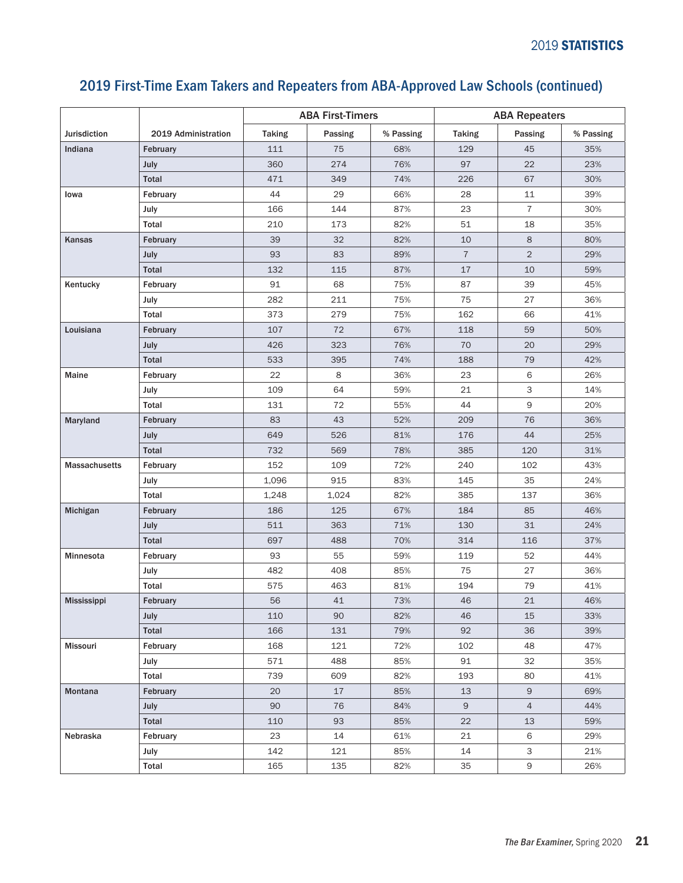## 2019 First-Time Exam Takers and Repeaters from ABA-Approved Law Schools (continued)

| Jurisdiction | 2019 Administration | ABA First-Timers | | | ABA Repeaters | | |
|---|---|---|---|---|---|---|---|
| | | Taking | Passing | % Passing | Taking | Passing | % Passing |
| Indiana | February | 111 | 75 | 68% | 129 | 45 | 35% |
| | July | 360 | 274 | 76% | 97 | 22 | 23% |
| | Total | 471 | 349 | 74% | 226 | 67 | 30% |
| Iowa | February | 44 | 29 | 66% | 28 | 11 | 39% |
| | July | 166 | 144 | 87% | 23 | 7 | 30% |
| | Total | 210 | 173 | 82% | 51 | 18 | 35% |
| Kansas | February | 39 | 32 | 82% | 10 | 8 | 80% |
| | July | 93 | 83 | 89% | 7 | 2 | 29% |
| | Total | 132 | 115 | 87% | 17 | 10 | 59% |
| Kentucky | February | 91 | 68 | 75% | 87 | 39 | 45% |
| | July | 282 | 211 | 75% | 75 | 27 | 36% |
| | Total | 373 | 279 | 75% | 162 | 66 | 41% |
| Louisiana | February | 107 | 72 | 67% | 118 | 59 | 50% |
| | July | 426 | 323 | 76% | 70 | 20 | 29% |
| | Total | 533 | 395 | 74% | 188 | 79 | 42% |
| Maine | February | 22 | 8 | 36% | 23 | 6 | 26% |
| | July | 109 | 64 | 59% | 21 | 3 | 14% |
| | Total | 131 | 72 | 55% | 44 | 9 | 20% |
| Maryland | February | 83 | 43 | 52% | 209 | 76 | 36% |
| | July | 649 | 526 | 81% | 176 | 44 | 25% |
| | Total | 732 | 569 | 78% | 385 | 120 | 31% |
| Massachusetts | February | 152 | 109 | 72% | 240 | 102 | 43% |
| | July | 1,096 | 915 | 83% | 145 | 35 | 24% |
| | Total | 1,248 | 1,024 | 82% | 385 | 137 | 36% |
| Michigan | February | 186 | 125 | 67% | 184 | 85 | 46% |
| | July | 511 | 363 | 71% | 130 | 31 | 24% |
| | Total | 697 | 488 | 70% | 314 | 116 | 37% |
| Minnesota | February | 93 | 55 | 59% | 119 | 52 | 44% |
| | July | 482 | 408 | 85% | 75 | 27 | 36% |
| | Total | 575 | 463 | 81% | 194 | 79 | 41% |
| Mississippi | February | 56 | 41 | 73% | 46 | 21 | 46% |
| | July | 110 | 90 | 82% | 46 | 15 | 33% |
| | Total | 166 | 131 | 79% | 92 | 36 | 39% |
| Missouri | February | 168 | 121 | 72% | 102 | 48 | 47% |
| | July | 571 | 488 | 85% | 91 | 32 | 35% |
| | Total | 739 | 609 | 82% | 193 | 80 | 41% |
| Montana | February | 20 | 17 | 85% | 13 | 9 | 69% |
| | July | 90 | 76 | 84% | 9 | 4 | 44% |
| | Total | 110 | 93 | 85% | 22 | 13 | 59% |
| Nebraska | February | 23 | 14 | 61% | 21 | 6 | 29% |
| | July | 142 | 121 | 85% | 14 | 3 | 21% |
| | Total | 165 | 135 | 82% | 35 | 9 | 26% |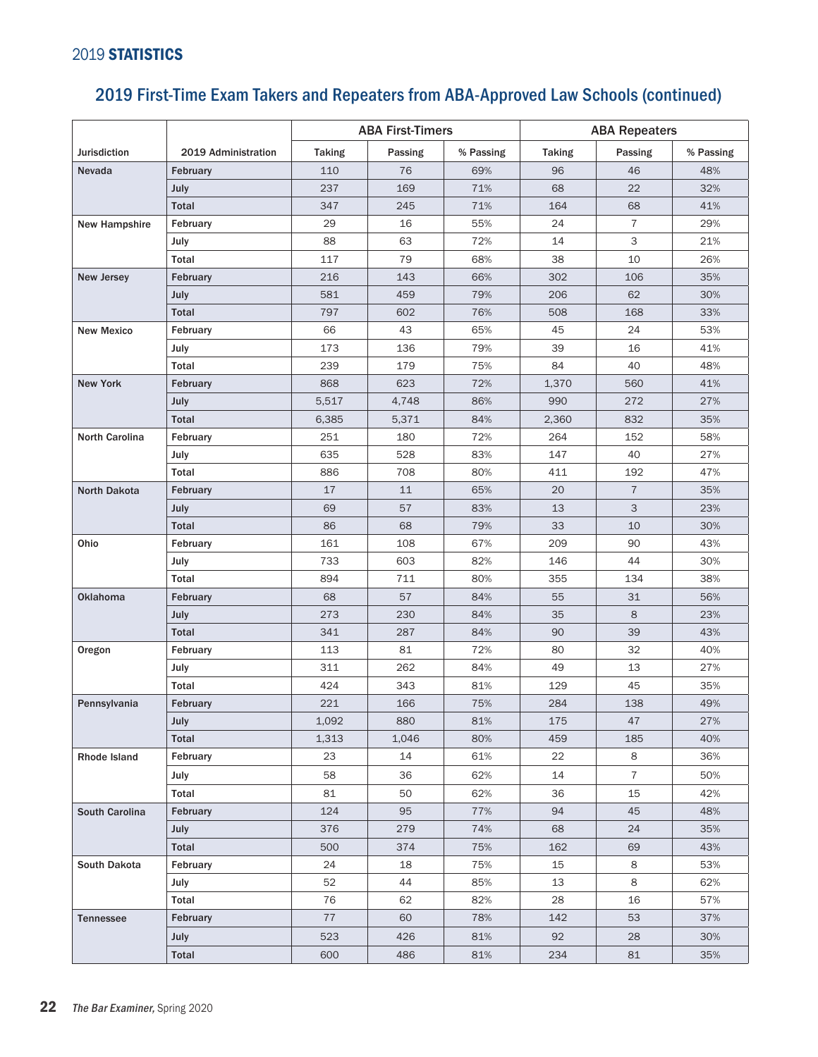## 2019 STATISTICS

# 2019 First-Time Exam Takers and Repeaters from ABA-Approved Law Schools (continued)

| | | ABA First-Timers | | | ABA Repeaters | | |
|---|---|---|---|---|---|---|---|
| Jurisdiction | 2019 Administration | Taking | Passing | % Passing | Taking | Passing | % Passing |
| Nevada | February | 110 | 76 | 69% | 96 | 46 | 48% |
| | July | 237 | 169 | 71% | 68 | 22 | 32% |
| | Total | 347 | 245 | 71% | 164 | 68 | 41% |
| New Hampshire | February | 29 | 16 | 55% | 24 | 7 | 29% |
| | July | 88 | 63 | 72% | 14 | 3 | 21% |
| | Total | 117 | 79 | 68% | 38 | 10 | 26% |
| New Jersey | February | 216 | 143 | 66% | 302 | 106 | 35% |
| | July | 581 | 459 | 79% | 206 | 62 | 30% |
| | Total | 797 | 602 | 76% | 508 | 168 | 33% |
| New Mexico | February | 66 | 43 | 65% | 45 | 24 | 53% |
| | July | 173 | 136 | 79% | 39 | 16 | 41% |
| | Total | 239 | 179 | 75% | 84 | 40 | 48% |
| New York | February | 868 | 623 | 72% | 1,370 | 560 | 41% |
| | July | 5,517 | 4,748 | 86% | 990 | 272 | 27% |
| | Total | 6,385 | 5,371 | 84% | 2,360 | 832 | 35% |
| North Carolina | February | 251 | 180 | 72% | 264 | 152 | 58% |
| | July | 635 | 528 | 83% | 147 | 40 | 27% |
| | Total | 886 | 708 | 80% | 411 | 192 | 47% |
| North Dakota | February | 17 | 11 | 65% | 20 | 7 | 35% |
| | July | 69 | 57 | 83% | 13 | 3 | 23% |
| | Total | 86 | 68 | 79% | 33 | 10 | 30% |
| Ohio | February | 161 | 108 | 67% | 209 | 90 | 43% |
| | July | 733 | 603 | 82% | 146 | 44 | 30% |
| | Total | 894 | 711 | 80% | 355 | 134 | 38% |
| Oklahoma | February | 68 | 57 | 84% | 55 | 31 | 56% |
| | July | 273 | 230 | 84% | 35 | 8 | 23% |
| | Total | 341 | 287 | 84% | 90 | 39 | 43% |
| Oregon | February | 113 | 81 | 72% | 80 | 32 | 40% |
| | July | 311 | 262 | 84% | 49 | 13 | 27% |
| | Total | 424 | 343 | 81% | 129 | 45 | 35% |
| Pennsylvania | February | 221 | 166 | 75% | 284 | 138 | 49% |
| | July | 1,092 | 880 | 81% | 175 | 47 | 27% |
| | Total | 1,313 | 1,046 | 80% | 459 | 185 | 40% |
| Rhode Island | February | 23 | 14 | 61% | 22 | 8 | 36% |
| | July | 58 | 36 | 62% | 14 | 7 | 50% |
| | Total | 81 | 50 | 62% | 36 | 15 | 42% |
| South Carolina | February | 124 | 95 | 77% | 94 | 45 | 48% |
| | July | 376 | 279 | 74% | 68 | 24 | 35% |
| | Total | 500 | 374 | 75% | 162 | 69 | 43% |
| South Dakota | February | 24 | 18 | 75% | 15 | 8 | 53% |
| | July | 52 | 44 | 85% | 13 | 8 | 62% |
| | Total | 76 | 62 | 82% | 28 | 16 | 57% |
| Tennessee | February | 77 | 60 | 78% | 142 | 53 | 37% |
| | July | 523 | 426 | 81% | 92 | 28 | 30% |
| | Total | 600 | 486 | 81% | 234 | 81 | 35% |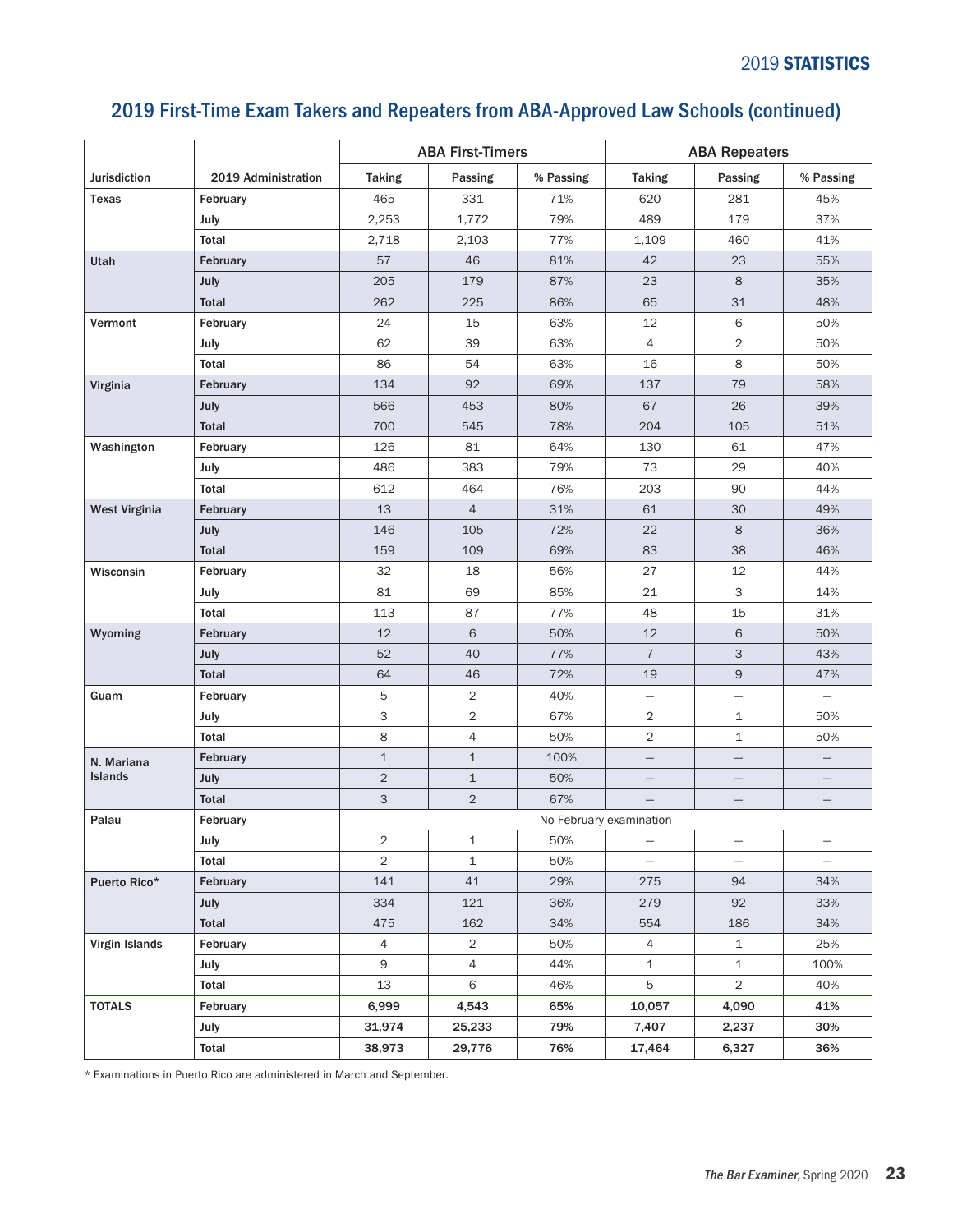## 2019 First-Time Exam Takers and Repeaters from ABA-Approved Law Schools (continued)

| | | ABA First-Timers | | | ABA Repeaters | | |
|---|---|---|---|---|---|---|---|
| Jurisdiction | 2019 Administration | Taking | Passing | % Passing | Taking | Passing | % Passing |
| Texas | February | 465 | 331 | 71% | 620 | 281 | 45% |
| | July | 2,253 | 1,772 | 79% | 489 | 179 | 37% |
| | Total | 2,718 | 2,103 | 77% | 1,109 | 460 | 41% |
| Utah | February | 57 | 46 | 81% | 42 | 23 | 55% |
| | July | 205 | 179 | 87% | 23 | 8 | 35% |
| | Total | 262 | 225 | 86% | 65 | 31 | 48% |
| Vermont | February | 24 | 15 | 63% | 12 | 6 | 50% |
| | July | 62 | 39 | 63% | 4 | 2 | 50% |
| | Total | 86 | 54 | 63% | 16 | 8 | 50% |
| Virginia | February | 134 | 92 | 69% | 137 | 79 | 58% |
| | July | 566 | 453 | 80% | 67 | 26 | 39% |
| | Total | 700 | 545 | 78% | 204 | 105 | 51% |
| Washington | February | 126 | 81 | 64% | 130 | 61 | 47% |
| | July | 486 | 383 | 79% | 73 | 29 | 40% |
| | Total | 612 | 464 | 76% | 203 | 90 | 44% |
| West Virginia | February | 13 | 4 | 31% | 61 | 30 | 49% |
| | July | 146 | 105 | 72% | 22 | 8 | 36% |
| | Total | 159 | 109 | 69% | 83 | 38 | 46% |
| Wisconsin | February | 32 | 18 | 56% | 27 | 12 | 44% |
| | July | 81 | 69 | 85% | 21 | 3 | 14% |
| | Total | 113 | 87 | 77% | 48 | 15 | 31% |
| Wyoming | February | 12 | 6 | 50% | 12 | 6 | 50% |
| | July | 52 | 40 | 77% | 7 | 3 | 43% |
| | Total | 64 | 46 | 72% | 19 | 9 | 47% |
| Guam | February | 5 | 2 | 40% | – | – | – |
| | July | 3 | 2 | 67% | 2 | 1 | 50% |
| | Total | 8 | 4 | 50% | 2 | 1 | 50% |
| N. Mariana Islands | February | 1 | 1 | 100% | – | – | – |
| | July | 2 | 1 | 50% | – | – | – |
| | Total | 3 | 2 | 67% | – | – | – |
| Palau | February | No February examination | | | | | |
| | July | 2 | 1 | 50% | – | – | – |
| | Total | 2 | 1 | 50% | – | – | – |
| Puerto Rico* | February | 141 | 41 | 29% | 275 | 94 | 34% |
| | July | 334 | 121 | 36% | 279 | 92 | 33% |
| | Total | 475 | 162 | 34% | 554 | 186 | 34% |
| Virgin Islands | February | 4 | 2 | 50% | 4 | 1 | 25% |
| | July | 9 | 4 | 44% | 1 | 1 | 100% |
| | Total | 13 | 6 | 46% | 5 | 2 | 40% |
| **TOTALS** | February | **6,999** | **4,543** | **65%** | **10,057** | **4,090** | **41%** |
| | July | **31,974** | **25,233** | **79%** | **7,407** | **2,237** | **30%** |
| | Total | **38,973** | **29,776** | **76%** | **17,464** | **6,327** | **36%** |

* Examinations in Puerto Rico are administered in March and September.